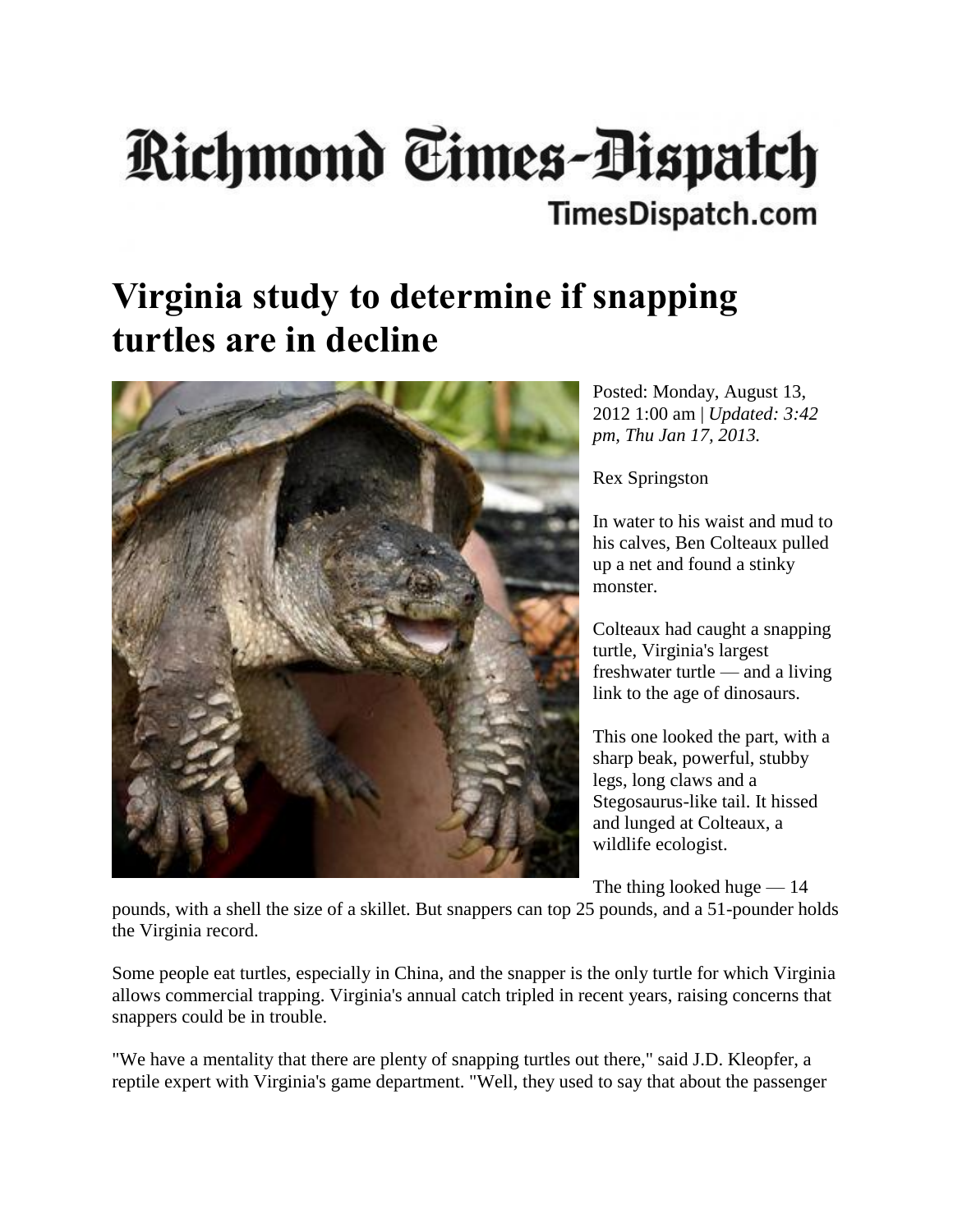Richmond Times-Dispatch

TimesDispatch.com

# Virginia study to determine if snapping turtles are in decline

Posted: Monday, August 13, 2012 1:00 am | *Updated: 3:42 pm, Thu Jan 17, 2013.*

Rex Springston

In water to his waist and mud to his calves, Ben Colteaux pulled up a net and found a stinky monster.

Colteaux had caught a snapping turtle, Virginia's largest freshwater turtle — and a living link to the age of dinosaurs.

This one looked the part, with a sharp beak, powerful, stubby legs, long claws and a Stegosaurus-like tail. It hissed and lunged at Colteaux, a wildlife ecologist.

The thing looked huge — 14 pounds, with a shell the size of a skillet. But snappers can top 25 pounds, and a 51-pounder holds the Virginia record.

Some people eat turtles, especially in China, and the snapper is the only turtle for which Virginia allows commercial trapping. Virginia's annual catch tripled in recent years, raising concerns that snappers could be in trouble.

"We have a mentality that there are plenty of snapping turtles out there," said J.D. Kleopfer, a reptile expert with Virginia's game department. "Well, they used to say that about the passenger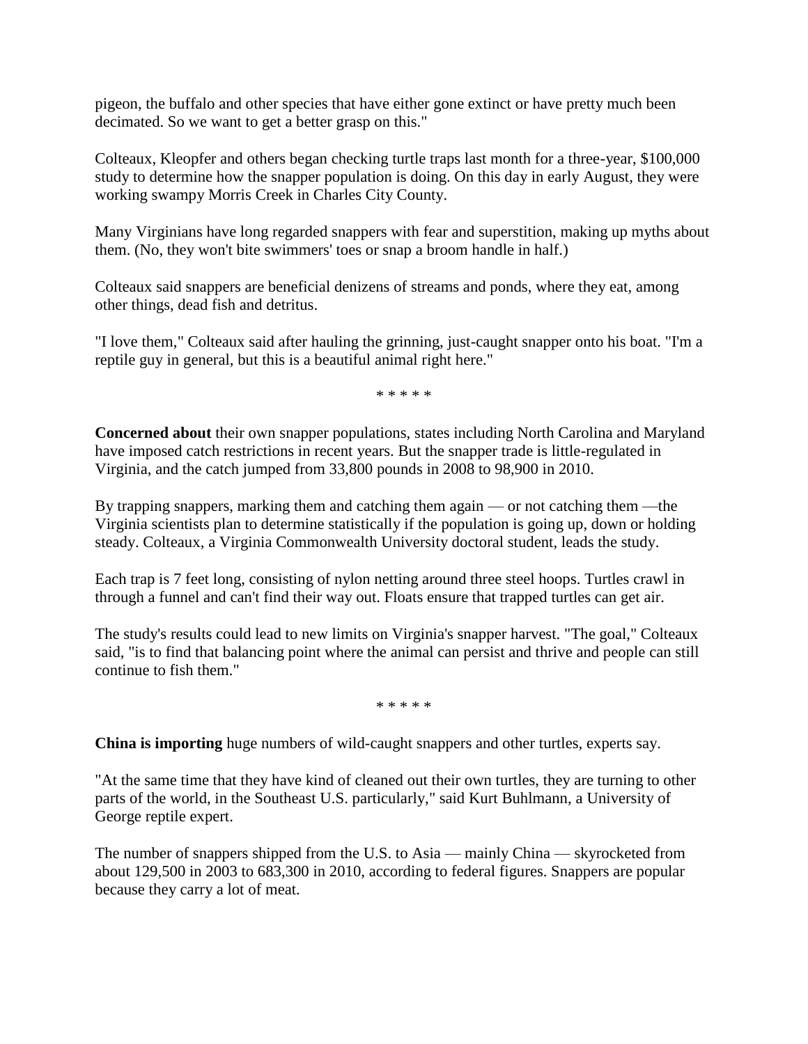pigeon, the buffalo and other species that have either gone extinct or have pretty much been decimated. So we want to get a better grasp on this."

Colteaux, Kleopfer and others began checking turtle traps last month for a three-year, $100,000 study to determine how the snapper population is doing. On this day in early August, they were working swampy Morris Creek in Charles City County.

Many Virginians have long regarded snappers with fear and superstition, making up myths about them. (No, they won't bite swimmers' toes or snap a broom handle in half.)

Colteaux said snappers are beneficial denizens of streams and ponds, where they eat, among other things, dead fish and detritus.

"I love them," Colteaux said after hauling the grinning, just-caught snapper onto his boat. "I'm a reptile guy in general, but this is a beautiful animal right here."

\* \* \* \* \*

**Concerned about** their own snapper populations, states including North Carolina and Maryland have imposed catch restrictions in recent years. But the snapper trade is little-regulated in Virginia, and the catch jumped from 33,800 pounds in 2008 to 98,900 in 2010.

By trapping snappers, marking them and catching them again — or not catching them —the Virginia scientists plan to determine statistically if the population is going up, down or holding steady. Colteaux, a Virginia Commonwealth University doctoral student, leads the study.

Each trap is 7 feet long, consisting of nylon netting around three steel hoops. Turtles crawl in through a funnel and can't find their way out. Floats ensure that trapped turtles can get air.

The study's results could lead to new limits on Virginia's snapper harvest. "The goal," Colteaux said, "is to find that balancing point where the animal can persist and thrive and people can still continue to fish them."

\* \* \* \* \*

**China is importing** huge numbers of wild-caught snappers and other turtles, experts say.

"At the same time that they have kind of cleaned out their own turtles, they are turning to other parts of the world, in the Southeast U.S. particularly," said Kurt Buhlmann, a University of George reptile expert.

The number of snappers shipped from the U.S. to Asia — mainly China — skyrocketed from about 129,500 in 2003 to 683,300 in 2010, according to federal figures. Snappers are popular because they carry a lot of meat.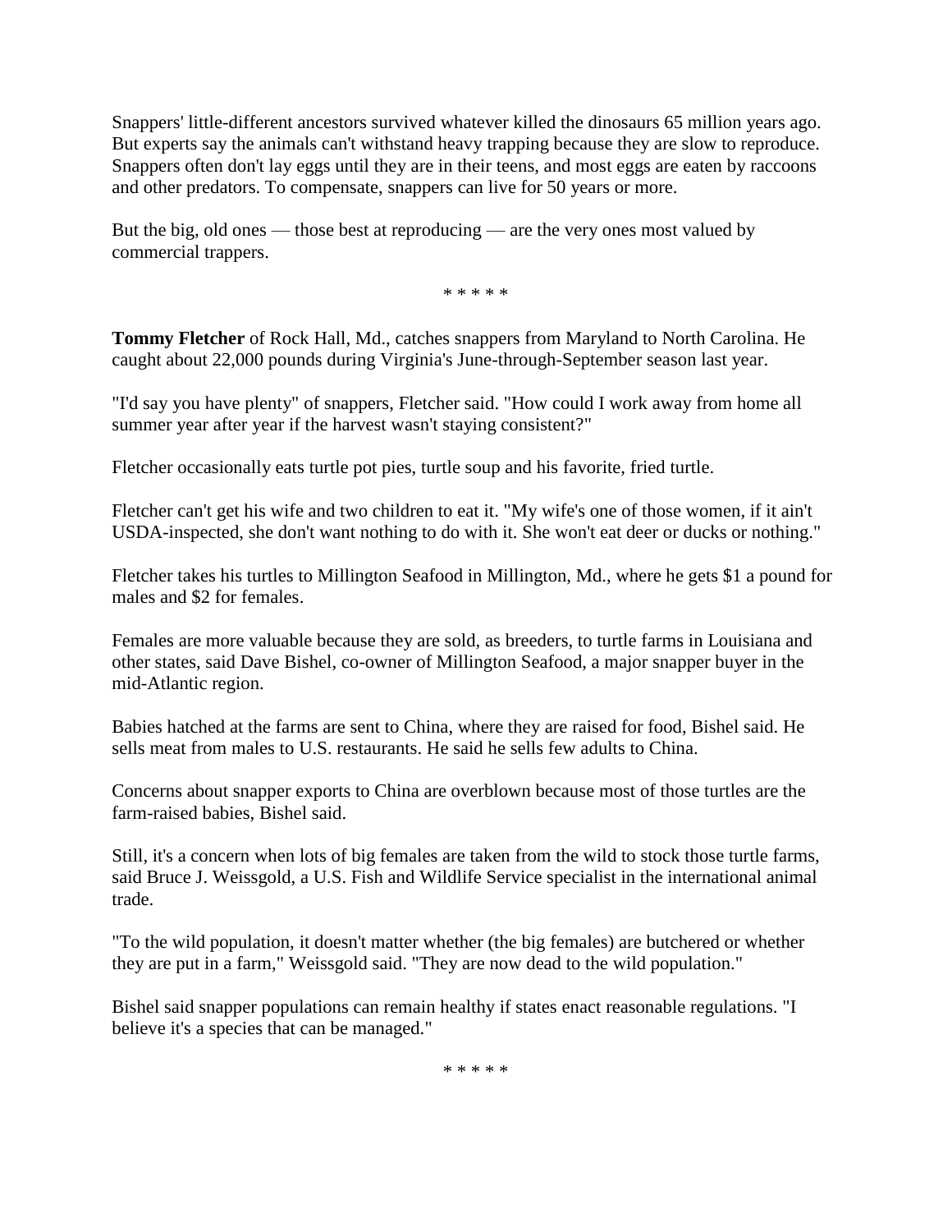Snappers' little-different ancestors survived whatever killed the dinosaurs 65 million years ago. But experts say the animals can't withstand heavy trapping because they are slow to reproduce. Snappers often don't lay eggs until they are in their teens, and most eggs are eaten by raccoons and other predators. To compensate, snappers can live for 50 years or more.

But the big, old ones — those best at reproducing — are the very ones most valued by commercial trappers.

* * * * *

**Tommy Fletcher** of Rock Hall, Md., catches snappers from Maryland to North Carolina. He caught about 22,000 pounds during Virginia's June-through-September season last year.

"I'd say you have plenty" of snappers, Fletcher said. "How could I work away from home all summer year after year if the harvest wasn't staying consistent?"

Fletcher occasionally eats turtle pot pies, turtle soup and his favorite, fried turtle.

Fletcher can't get his wife and two children to eat it. "My wife's one of those women, if it ain't USDA-inspected, she don't want nothing to do with it. She won't eat deer or ducks or nothing."

Fletcher takes his turtles to Millington Seafood in Millington, Md., where he gets $1 a pound for males and $2 for females.

Females are more valuable because they are sold, as breeders, to turtle farms in Louisiana and other states, said Dave Bishel, co-owner of Millington Seafood, a major snapper buyer in the mid-Atlantic region.

Babies hatched at the farms are sent to China, where they are raised for food, Bishel said. He sells meat from males to U.S. restaurants. He said he sells few adults to China.

Concerns about snapper exports to China are overblown because most of those turtles are the farm-raised babies, Bishel said.

Still, it's a concern when lots of big females are taken from the wild to stock those turtle farms, said Bruce J. Weissgold, a U.S. Fish and Wildlife Service specialist in the international animal trade.

"To the wild population, it doesn't matter whether (the big females) are butchered or whether they are put in a farm," Weissgold said. "They are now dead to the wild population."

Bishel said snapper populations can remain healthy if states enact reasonable regulations. "I believe it's a species that can be managed."

* * * * *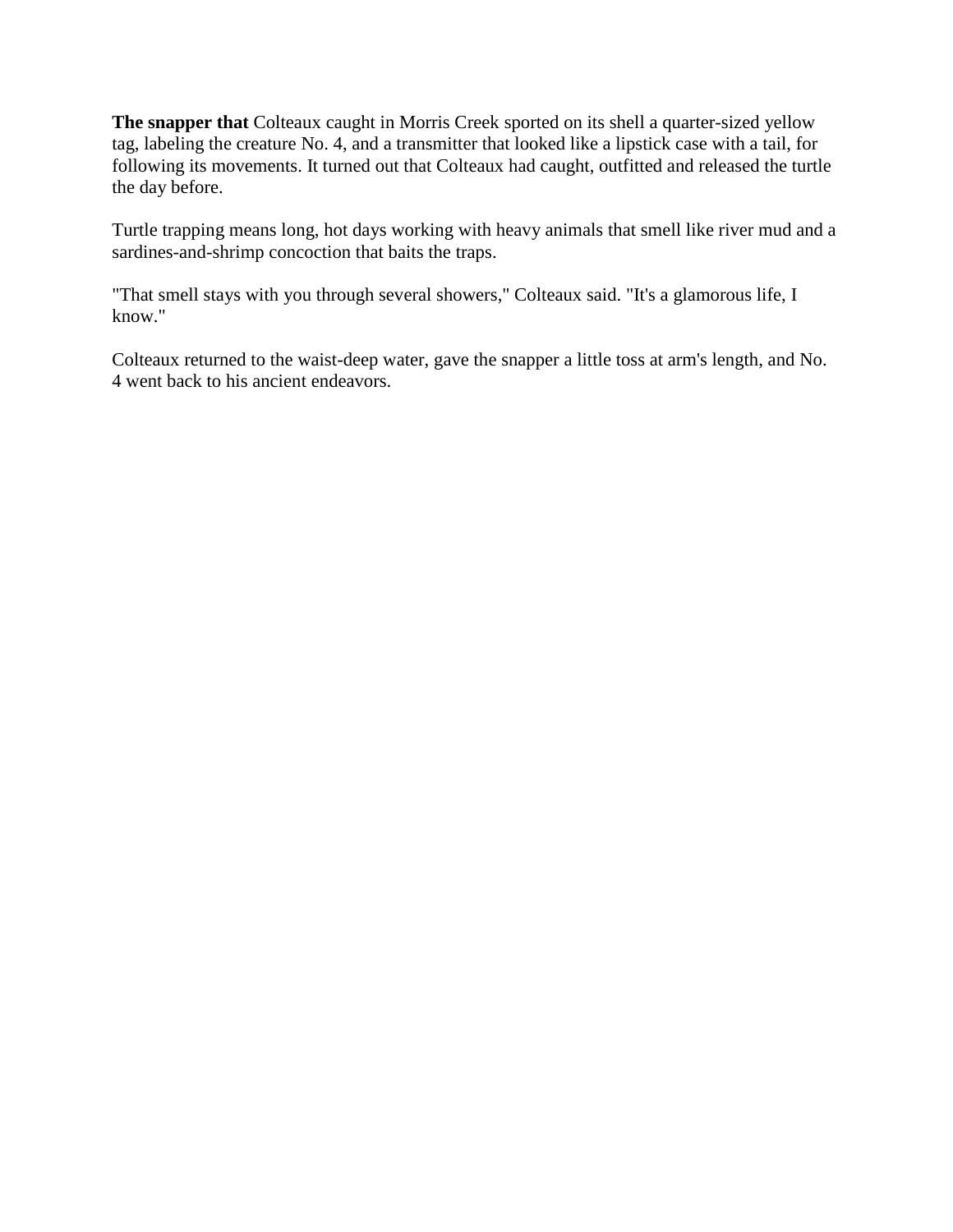**The snapper that** Colteaux caught in Morris Creek sported on its shell a quarter-sized yellow tag, labeling the creature No. 4, and a transmitter that looked like a lipstick case with a tail, for following its movements. It turned out that Colteaux had caught, outfitted and released the turtle the day before.

Turtle trapping means long, hot days working with heavy animals that smell like river mud and a sardines-and-shrimp concoction that baits the traps.

"That smell stays with you through several showers," Colteaux said. "It's a glamorous life, I know."

Colteaux returned to the waist-deep water, gave the snapper a little toss at arm's length, and No. 4 went back to his ancient endeavors.